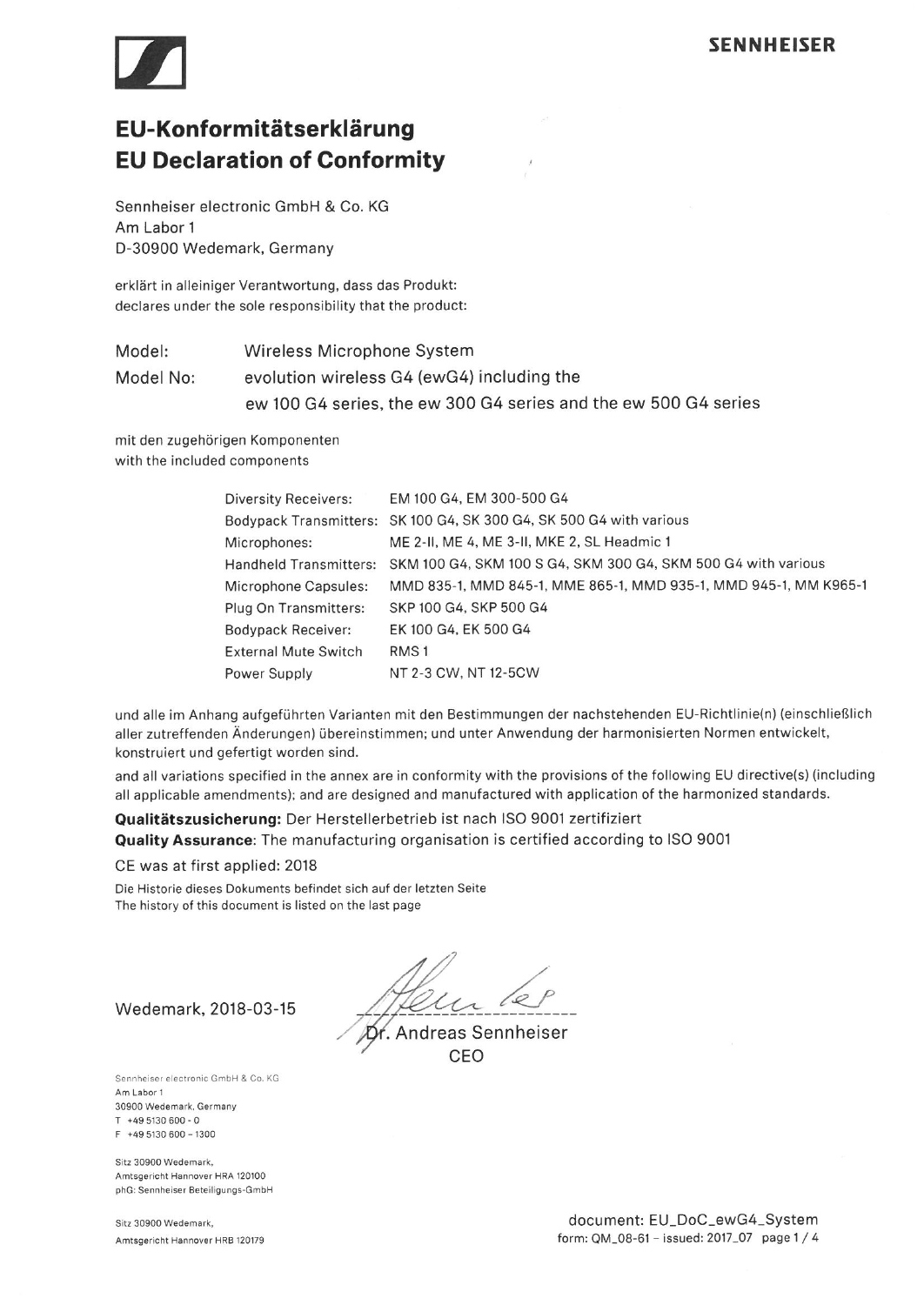**SENNHEISER**

# EU-Konformitätserklärung
# EU Declaration of Conformity

Sennheiser electronic GmbH & Co. KG
Am Labor 1
D-30900 Wedemark, Germany

erklärt in alleiniger Verantwortung, dass das Produkt:
declares under the sole responsibility that the product:

| | |
|---|---|
| Model: | Wireless Microphone System |
| Model No: | evolution wireless G4 (ewG4) including the ew 100 G4 series, the ew 300 G4 series and the ew 500 G4 series |

mit den zugehörigen Komponenten
with the included components

| | |
|---|---|
| Diversity Receivers: | EM 100 G4, EM 300-500 G4 |
| Bodypack Transmitters: | SK 100 G4, SK 300 G4, SK 500 G4 with various |
| Microphones: | ME 2-II, ME 4, ME 3-II, MKE 2, SL Headmic 1 |
| Handheld Transmitters: | SKM 100 G4, SKM 100 S G4, SKM 300 G4, SKM 500 G4 with various |
| Microphone Capsules: | MMD 835-1, MMD 845-1, MME 865-1, MMD 935-1, MMD 945-1, MM K965-1 |
| Plug On Transmitters: | SKP 100 G4, SKP 500 G4 |
| Bodypack Receiver: | EK 100 G4, EK 500 G4 |
| External Mute Switch | RMS 1 |
| Power Supply | NT 2-3 CW, NT 12-5CW |

und alle im Anhang aufgeführten Varianten mit den Bestimmungen der nachstehenden EU-Richtlinie(n) (einschließlich aller zutreffenden Änderungen) übereinstimmen; und unter Anwendung der harmonisierten Normen entwickelt, konstruiert und gefertigt worden sind.

and all variations specified in the annex are in conformity with the provisions of the following EU directive(s) (including all applicable amendments); and are designed and manufactured with application of the harmonized standards.

**Qualitätszusicherung:** Der Herstellerbetrieb ist nach ISO 9001 zertifiziert
**Quality Assurance**: The manufacturing organisation is certified according to ISO 9001

CE was at first applied: 2018

Die Historie dieses Dokuments befindet sich auf der letzten Seite
The history of this document is listed on the last page

Wedemark, 2018-03-15

Dr. Andreas Sennheiser
CEO

Sennheiser electronic GmbH & Co. KG
Am Labor 1
30900 Wedemark, Germany
T +49 5130 600 - 0
F +49 5130 600 – 1300

Sitz 30900 Wedemark,
Amtsgericht Hannover HRA 120100
phG: Sennheiser Beteiligungs-GmbH

Sitz 30900 Wedemark,
Amtsgericht Hannover HRB 120179

document: EU_DoC_ewG4_System
form: QM_08-61 – issued: 2017_07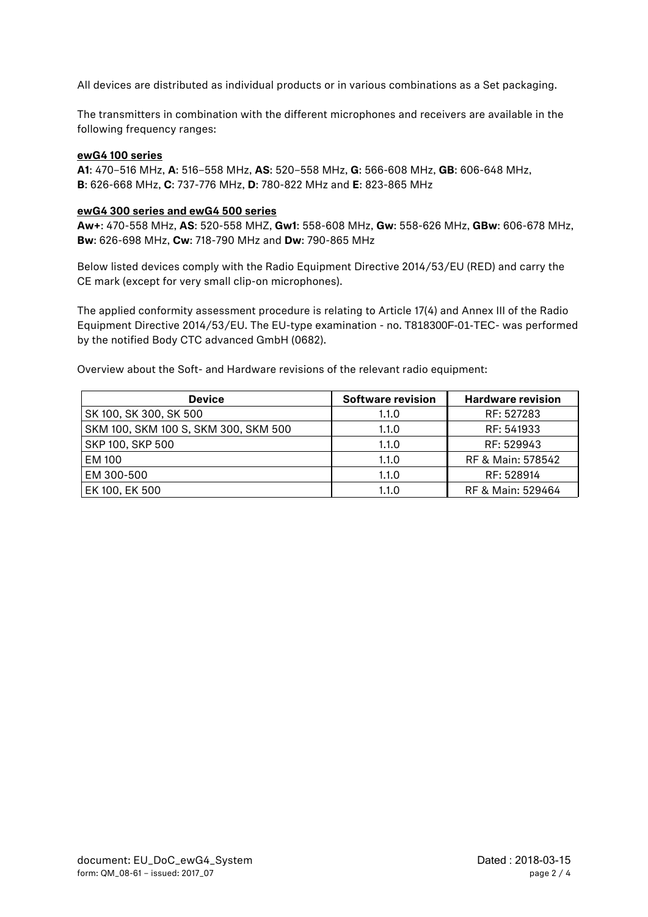All devices are distributed as individual products or in various combinations as a Set packaging.

The transmitters in combination with the different microphones and receivers are available in the following frequency ranges:

**ewG4 100 series**

**A1**: 470–516 MHz, **A**: 516–558 MHz, **AS**: 520–558 MHz, **G**: 566-608 MHz, **GB**: 606-648 MHz, **B**: 626-668 MHz, **C**: 737-776 MHz, **D**: 780-822 MHz and **E**: 823-865 MHz

**ewG4 300 series and ewG4 500 series**

**Aw+**: 470-558 MHz, **AS**: 520-558 MHZ, **Gw1**: 558-608 MHz, **Gw**: 558-626 MHz, **GBw**: 606-678 MHz, **Bw**: 626-698 MHz, **Cw**: 718-790 MHz and **Dw**: 790-865 MHz

Below listed devices comply with the Radio Equipment Directive 2014/53/EU (RED) and carry the CE mark (except for very small clip-on microphones).

The applied conformity assessment procedure is relating to Article 17(4) and Annex III of the Radio Equipment Directive 2014/53/EU. The EU-type examination - no. T818300F-01-TEC- was performed by the notified Body CTC advanced GmbH (0682).

Overview about the Soft- and Hardware revisions of the relevant radio equipment:

| Device | Software revision | Hardware revision |
|---|---|---|
| SK 100, SK 300, SK 500 | 1.1.0 | RF: 527283 |
| SKM 100, SKM 100 S, SKM 300, SKM 500 | 1.1.0 | RF: 541933 |
| SKP 100, SKP 500 | 1.1.0 | RF: 529943 |
| EM 100 | 1.1.0 | RF & Main: 578542 |
| EM 300-500 | 1.1.0 | RF: 528914 |
| EK 100, EK 500 | 1.1.0 | RF & Main: 529464 |

document: EU_DoC_ewG4_System
form: QM_08-61 – issued: 2017_07

Dated : 2018-03-15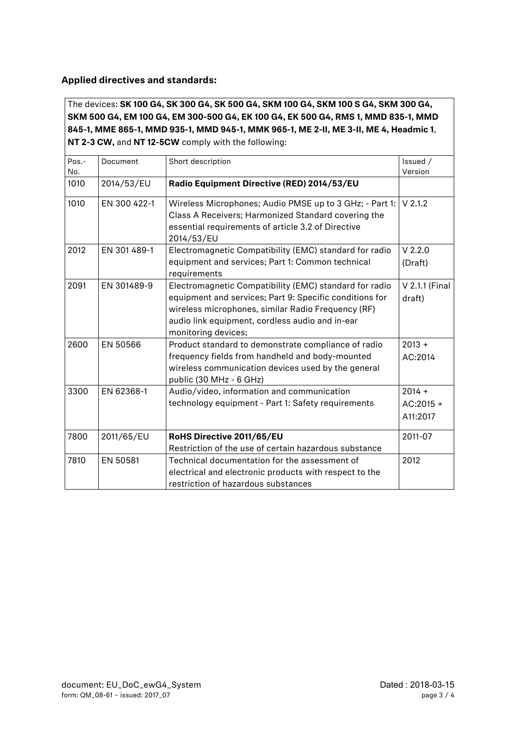**Applied directives and standards:**

The devices: **SK 100 G4, SK 300 G4, SK 500 G4, SKM 100 G4, SKM 100 S G4, SKM 300 G4, SKM 500 G4, EM 100 G4, EM 300-500 G4, EK 100 G4, EK 500 G4, RMS 1, MMD 835-1, MMD 845-1, MME 865-1, MMD 935-1, MMD 945-1, MMK 965-1, ME 2-II, ME 3-II, ME 4, Headmic 1**, **NT 2-3 CW,** and **NT 12-5CW** comply with the following:

| Pos.-No. | Document | Short description | Issued / Version |
|---|---|---|---|
| 1010 | 2014/53/EU | **Radio Equipment Directive (RED) 2014/53/EU** | |
| 1010 | EN 300 422-1 | Wireless Microphones; Audio PMSE up to 3 GHz; - Part 1: Class A Receivers; Harmonized Standard covering the essential requirements of article 3.2 of Directive 2014/53/EU | V 2.1.2 |
| 2012 | EN 301 489-1 | Electromagnetic Compatibility (EMC) standard for radio equipment and services; Part 1: Common technical requirements | V 2.2.0 (Draft) |
| 2091 | EN 301489-9 | Electromagnetic Compatibility (EMC) standard for radio equipment and services; Part 9: Specific conditions for wireless microphones, similar Radio Frequency (RF) audio link equipment, cordless audio and in-ear monitoring devices; | V 2.1.1 (Final draft) |
| 2600 | EN 50566 | Product standard to demonstrate compliance of radio frequency fields from handheld and body-mounted wireless communication devices used by the general public (30 MHz - 6 GHz) | 2013 + AC:2014 |
| 3300 | EN 62368-1 | Audio/video, information and communication technology equipment - Part 1: Safety requirements | 2014 + AC:2015 + A11:2017 |
| 7800 | 2011/65/EU | **RoHS Directive 2011/65/EU** Restriction of the use of certain hazardous substance | 2011-07 |
| 7810 | EN 50581 | Technical documentation for the assessment of electrical and electronic products with respect to the restriction of hazardous substances | 2012 |

document: EU_DoC_ewG4_System
form: QM_08-61 – issued: 2017_07

Dated : 2018-03-15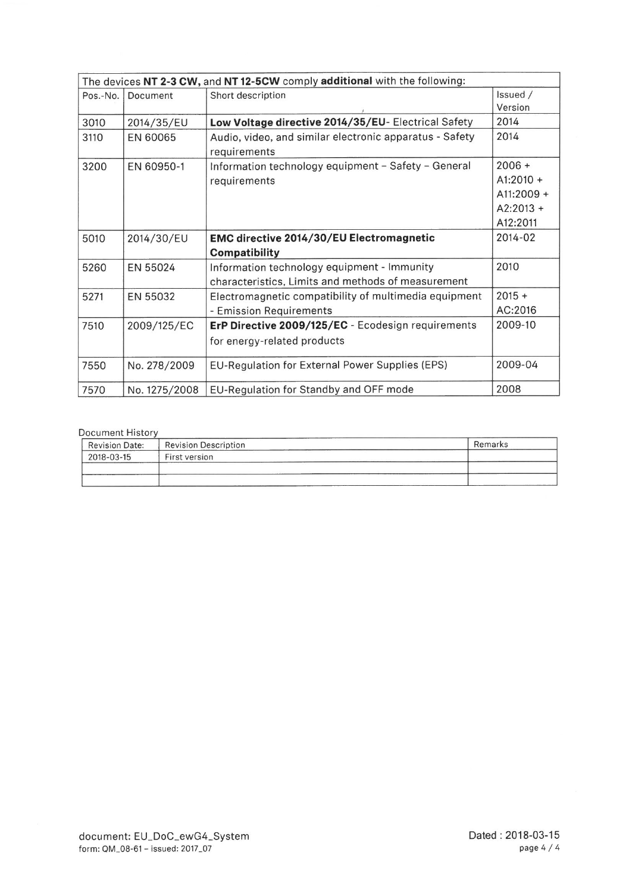| The devices **NT 2-3 CW**, and **NT 12-5CW** comply **additional** with the following: | | | |
|---|---|---|---|
| Pos.-No. | Document | Short description | Issued / Version |
| 3010 | 2014/35/EU | **Low Voltage directive 2014/35/EU**- Electrical Safety | 2014 |
| 3110 | EN 60065 | Audio, video, and similar electronic apparatus - Safety requirements | 2014 |
| 3200 | EN 60950-1 | Information technology equipment – Safety – General requirements | 2006 + A1:2010 + A11:2009 + A2:2013 + A12:2011 |
| 5010 | 2014/30/EU | **EMC directive 2014/30/EU Electromagnetic Compatibility** | 2014-02 |
| 5260 | EN 55024 | Information technology equipment - Immunity characteristics, Limits and methods of measurement | 2010 |
| 5271 | EN 55032 | Electromagnetic compatibility of multimedia equipment - Emission Requirements | 2015 + AC:2016 |
| 7510 | 2009/125/EC | **ErP Directive 2009/125/EC** - Ecodesign requirements for energy-related products | 2009-10 |
| 7550 | No. 278/2009 | EU-Regulation for External Power Supplies (EPS) | 2009-04 |
| 7570 | No. 1275/2008 | EU-Regulation for Standby and OFF mode | 2008 |

Document History

| Revision Date: | Revision Description | Remarks |
|---|---|---|
| 2018-03-15 | First version | |
| | | |
| | | |

document: EU_DoC_ewG4_System
form: QM_08-61 – issued: 2017_07

Dated : 2018-03-15